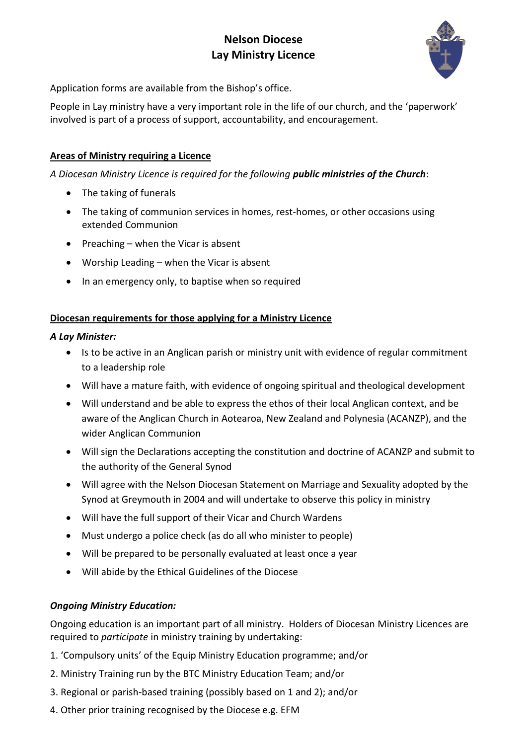# Nelson Diocese
# Lay Ministry Licence

Application forms are available from the Bishop's office.

People in Lay ministry have a very important role in the life of our church, and the 'paperwork' involved is part of a process of support, accountability, and encouragement.

## Areas of Ministry requiring a Licence

*A Diocesan Ministry Licence is required for the following* ***public ministries of the Church***:

- The taking of funerals
- The taking of communion services in homes, rest-homes, or other occasions using extended Communion
- Preaching – when the Vicar is absent
- Worship Leading – when the Vicar is absent
- In an emergency only, to baptise when so required

## Diocesan requirements for those applying for a Ministry Licence

***A Lay Minister:***

- Is to be active in an Anglican parish or ministry unit with evidence of regular commitment to a leadership role
- Will have a mature faith, with evidence of ongoing spiritual and theological development
- Will understand and be able to express the ethos of their local Anglican context, and be aware of the Anglican Church in Aotearoa, New Zealand and Polynesia (ACANZP), and the wider Anglican Communion
- Will sign the Declarations accepting the constitution and doctrine of ACANZP and submit to the authority of the General Synod
- Will agree with the Nelson Diocesan Statement on Marriage and Sexuality adopted by the Synod at Greymouth in 2004 and will undertake to observe this policy in ministry
- Will have the full support of their Vicar and Church Wardens
- Must undergo a police check (as do all who minister to people)
- Will be prepared to be personally evaluated at least once a year
- Will abide by the Ethical Guidelines of the Diocese

***Ongoing Ministry Education:***

Ongoing education is an important part of all ministry. Holders of Diocesan Ministry Licences are required to *participate* in ministry training by undertaking:

1. 'Compulsory units' of the Equip Ministry Education programme; and/or
2. Ministry Training run by the BTC Ministry Education Team; and/or
3. Regional or parish-based training (possibly based on 1 and 2); and/or
4. Other prior training recognised by the Diocese e.g. EFM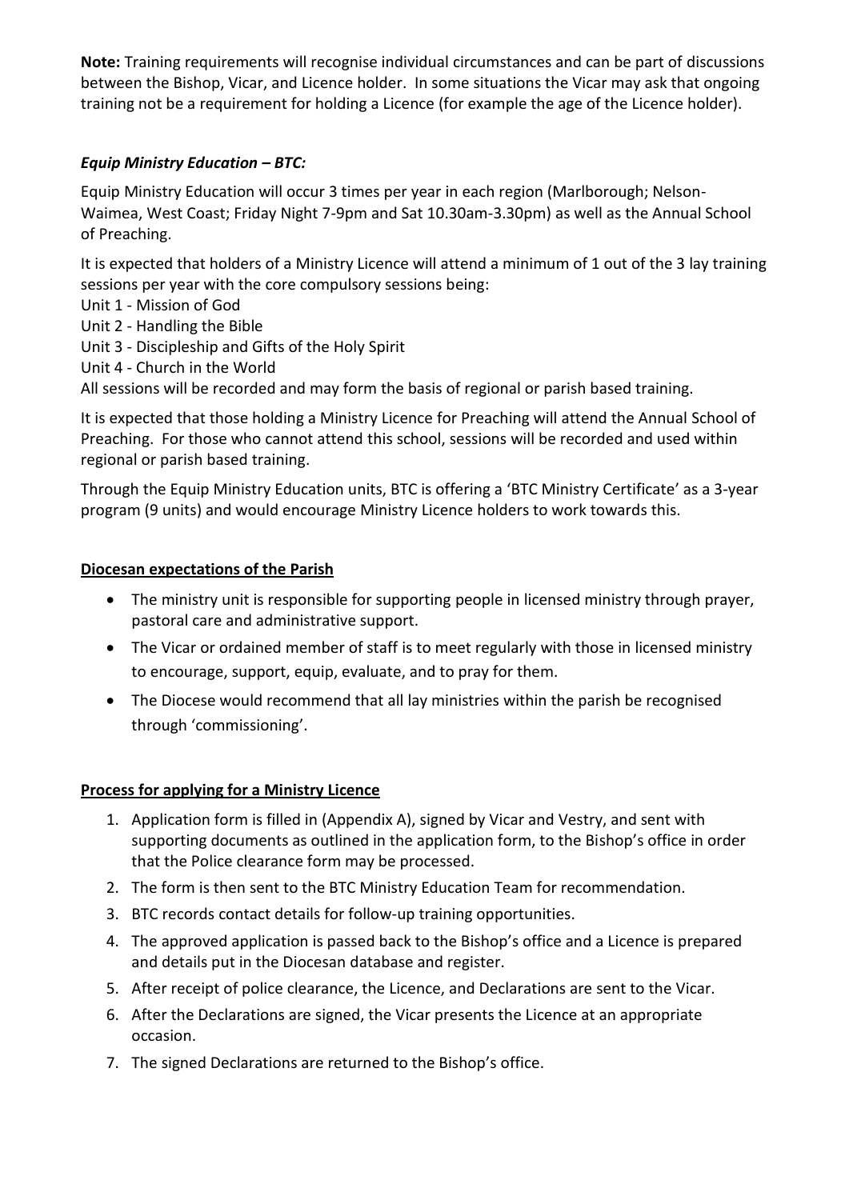**Note:** Training requirements will recognise individual circumstances and can be part of discussions between the Bishop, Vicar, and Licence holder. In some situations the Vicar may ask that ongoing training not be a requirement for holding a Licence (for example the age of the Licence holder).

***Equip Ministry Education – BTC:***

Equip Ministry Education will occur 3 times per year in each region (Marlborough; Nelson-Waimea, West Coast; Friday Night 7-9pm and Sat 10.30am-3.30pm) as well as the Annual School of Preaching.

It is expected that holders of a Ministry Licence will attend a minimum of 1 out of the 3 lay training sessions per year with the core compulsory sessions being:
Unit 1 - Mission of God
Unit 2 - Handling the Bible
Unit 3 - Discipleship and Gifts of the Holy Spirit
Unit 4 - Church in the World
All sessions will be recorded and may form the basis of regional or parish based training.

It is expected that those holding a Ministry Licence for Preaching will attend the Annual School of Preaching. For those who cannot attend this school, sessions will be recorded and used within regional or parish based training.

Through the Equip Ministry Education units, BTC is offering a 'BTC Ministry Certificate' as a 3-year program (9 units) and would encourage Ministry Licence holders to work towards this.

**Diocesan expectations of the Parish**

- The ministry unit is responsible for supporting people in licensed ministry through prayer, pastoral care and administrative support.
- The Vicar or ordained member of staff is to meet regularly with those in licensed ministry to encourage, support, equip, evaluate, and to pray for them.
- The Diocese would recommend that all lay ministries within the parish be recognised through 'commissioning'.

**Process for applying for a Ministry Licence**

1. Application form is filled in (Appendix A), signed by Vicar and Vestry, and sent with supporting documents as outlined in the application form, to the Bishop's office in order that the Police clearance form may be processed.
2. The form is then sent to the BTC Ministry Education Team for recommendation.
3. BTC records contact details for follow-up training opportunities.
4. The approved application is passed back to the Bishop's office and a Licence is prepared and details put in the Diocesan database and register.
5. After receipt of police clearance, the Licence, and Declarations are sent to the Vicar.
6. After the Declarations are signed, the Vicar presents the Licence at an appropriate occasion.
7. The signed Declarations are returned to the Bishop's office.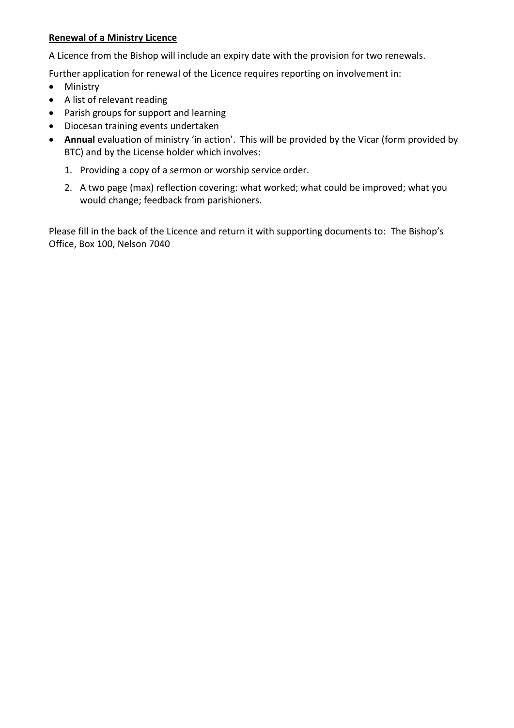**Renewal of a Ministry Licence**

A Licence from the Bishop will include an expiry date with the provision for two renewals.

Further application for renewal of the Licence requires reporting on involvement in:

- Ministry
- A list of relevant reading
- Parish groups for support and learning
- Diocesan training events undertaken
- **Annual** evaluation of ministry 'in action'. This will be provided by the Vicar (form provided by BTC) and by the License holder which involves:
    1. Providing a copy of a sermon or worship service order.
    2. A two page (max) reflection covering: what worked; what could be improved; what you would change; feedback from parishioners.

Please fill in the back of the Licence and return it with supporting documents to: The Bishop's Office, Box 100, Nelson 7040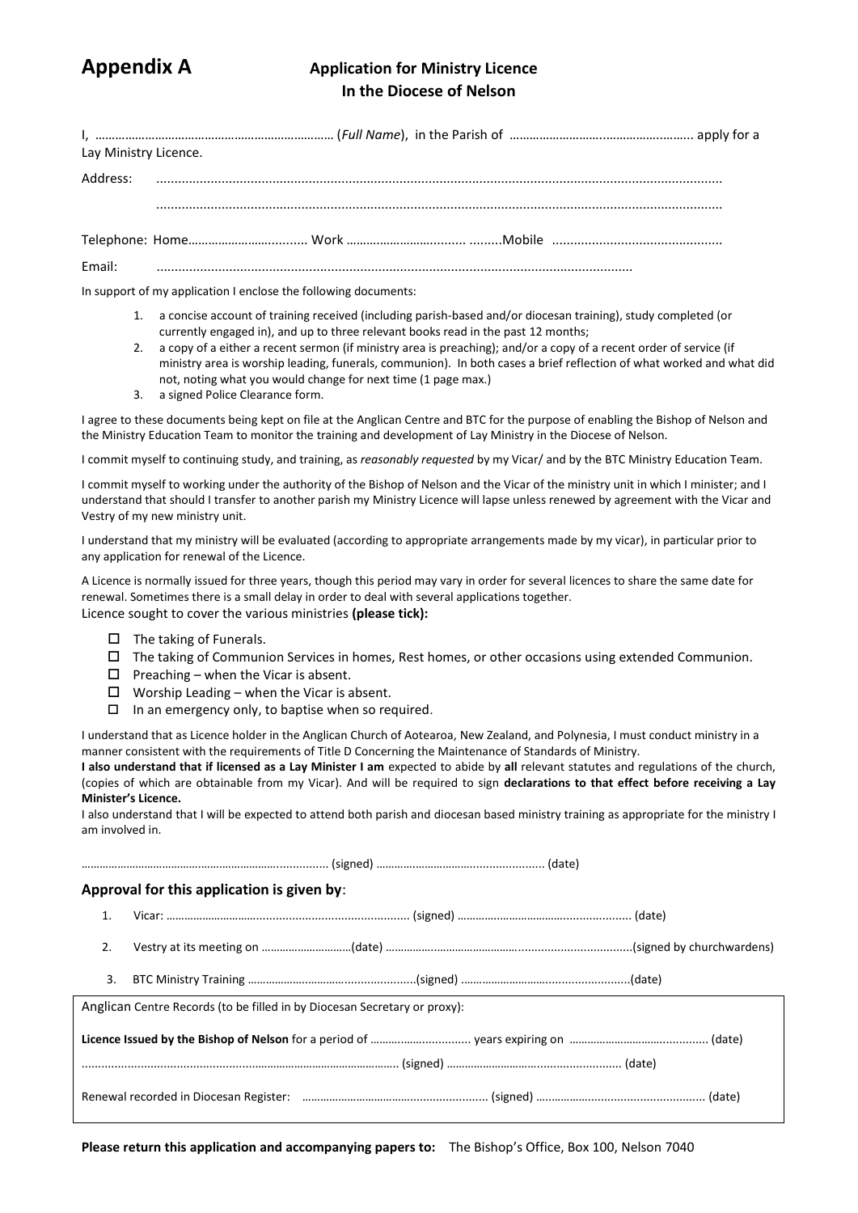# Appendix A

## Application for Ministry Licence In the Diocese of Nelson

I, ……………………………………………………………… (*Full Name*), in the Parish of ……………………..……………….…….. apply for a Lay Ministry Licence.

Address: ……………………………………………………………………………………………………………………………………

……………………………………………………………………………………………………………………………………

Telephone: Home……………………........ Work …………………….......... .........Mobile ..............................................

Email: ……………………………………………………………………………………………………………………

In support of my application I enclose the following documents:

1. a concise account of training received (including parish-based and/or diocesan training), study completed (or currently engaged in), and up to three relevant books read in the past 12 months;
2. a copy of a either a recent sermon (if ministry area is preaching); and/or a copy of a recent order of service (if ministry area is worship leading, funerals, communion). In both cases a brief reflection of what worked and what did not, noting what you would change for next time (1 page max.)
3. a signed Police Clearance form.

I agree to these documents being kept on file at the Anglican Centre and BTC for the purpose of enabling the Bishop of Nelson and the Ministry Education Team to monitor the training and development of Lay Ministry in the Diocese of Nelson.

I commit myself to continuing study, and training, as *reasonably requested* by my Vicar/ and by the BTC Ministry Education Team.

I commit myself to working under the authority of the Bishop of Nelson and the Vicar of the ministry unit in which I minister; and I understand that should I transfer to another parish my Ministry Licence will lapse unless renewed by agreement with the Vicar and Vestry of my new ministry unit.

I understand that my ministry will be evaluated (according to appropriate arrangements made by my vicar), in particular prior to any application for renewal of the Licence.

A Licence is normally issued for three years, though this period may vary in order for several licences to share the same date for renewal. Sometimes there is a small delay in order to deal with several applications together.
Licence sought to cover the various ministries **(please tick):**

- ☐ The taking of Funerals.
- ☐ The taking of Communion Services in homes, Rest homes, or other occasions using extended Communion.
- ☐ Preaching – when the Vicar is absent.
- ☐ Worship Leading – when the Vicar is absent.
- ☐ In an emergency only, to baptise when so required.

I understand that as Licence holder in the Anglican Church of Aotearoa, New Zealand, and Polynesia, I must conduct ministry in a manner consistent with the requirements of Title D Concerning the Maintenance of Standards of Ministry.
**I also understand that if licensed as a Lay Minister I am** expected to abide by **all** relevant statutes and regulations of the church, (copies of which are obtainable from my Vicar). And will be required to sign **declarations to that effect before receiving a Lay Minister's Licence.**
I also understand that I will be expected to attend both parish and diocesan based ministry training as appropriate for the ministry I am involved in.

……………………………………………………............... (signed) …………………………….................... (date)

### Approval for this application is given by:

1. Vicar: ………………………….............................................. (signed) ………………………….......................... (date)
2. Vestry at its meeting on …………………………(date) ………………………………………..................................(signed by churchwardens)
3. BTC Ministry Training ……………………………......................(signed) …………………………........................(date)

Anglican Centre Records (to be filled in by Diocesan Secretary or proxy):

**Licence Issued by the Bishop of Nelson** for a period of ……………................ years expiring on ………………………….............. (date)

……………………………………………………………………………………. (signed) ………………………….......................... (date)

Renewal recorded in Diocesan Register: ………………………….............................. (signed) ……………….................................. (date)

**Please return this application and accompanying papers to:** The Bishop's Office, Box 100, Nelson 7040